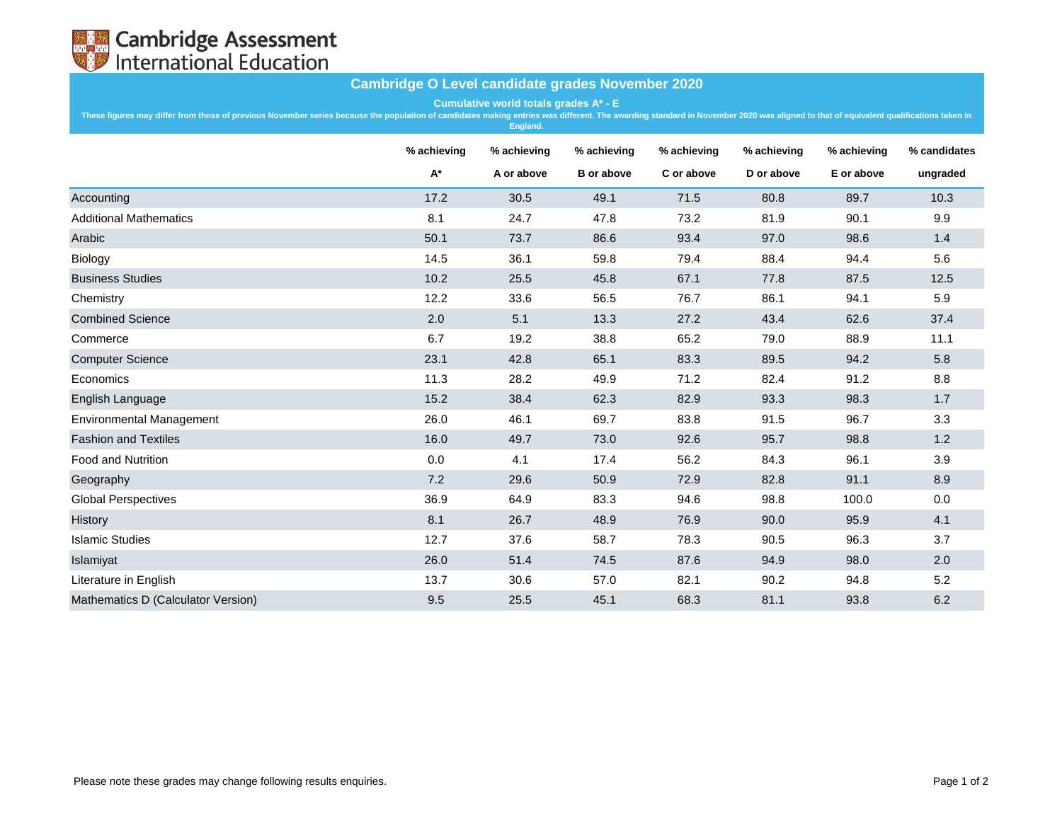Cambridge Assessment International Education

# Cambridge O Level candidate grades November 2020

**Cumulative world totals grades A* - E**

These figures may differ from those of previous November series because the population of candidates making entries was different. The awarding standard in November 2020 was aligned to that of equivalent qualifications taken in England.

| | % achieving A* | % achieving A or above | % achieving B or above | % achieving C or above | % achieving D or above | % achieving E or above | % candidates ungraded |
|---|---|---|---|---|---|---|---|
| Accounting | 17.2 | 30.5 | 49.1 | 71.5 | 80.8 | 89.7 | 10.3 |
| Additional Mathematics | 8.1 | 24.7 | 47.8 | 73.2 | 81.9 | 90.1 | 9.9 |
| Arabic | 50.1 | 73.7 | 86.6 | 93.4 | 97.0 | 98.6 | 1.4 |
| Biology | 14.5 | 36.1 | 59.8 | 79.4 | 88.4 | 94.4 | 5.6 |
| Business Studies | 10.2 | 25.5 | 45.8 | 67.1 | 77.8 | 87.5 | 12.5 |
| Chemistry | 12.2 | 33.6 | 56.5 | 76.7 | 86.1 | 94.1 | 5.9 |
| Combined Science | 2.0 | 5.1 | 13.3 | 27.2 | 43.4 | 62.6 | 37.4 |
| Commerce | 6.7 | 19.2 | 38.8 | 65.2 | 79.0 | 88.9 | 11.1 |
| Computer Science | 23.1 | 42.8 | 65.1 | 83.3 | 89.5 | 94.2 | 5.8 |
| Economics | 11.3 | 28.2 | 49.9 | 71.2 | 82.4 | 91.2 | 8.8 |
| English Language | 15.2 | 38.4 | 62.3 | 82.9 | 93.3 | 98.3 | 1.7 |
| Environmental Management | 26.0 | 46.1 | 69.7 | 83.8 | 91.5 | 96.7 | 3.3 |
| Fashion and Textiles | 16.0 | 49.7 | 73.0 | 92.6 | 95.7 | 98.8 | 1.2 |
| Food and Nutrition | 0.0 | 4.1 | 17.4 | 56.2 | 84.3 | 96.1 | 3.9 |
| Geography | 7.2 | 29.6 | 50.9 | 72.9 | 82.8 | 91.1 | 8.9 |
| Global Perspectives | 36.9 | 64.9 | 83.3 | 94.6 | 98.8 | 100.0 | 0.0 |
| History | 8.1 | 26.7 | 48.9 | 76.9 | 90.0 | 95.9 | 4.1 |
| Islamic Studies | 12.7 | 37.6 | 58.7 | 78.3 | 90.5 | 96.3 | 3.7 |
| Islamiyat | 26.0 | 51.4 | 74.5 | 87.6 | 94.9 | 98.0 | 2.0 |
| Literature in English | 13.7 | 30.6 | 57.0 | 82.1 | 90.2 | 94.8 | 5.2 |
| Mathematics D (Calculator Version) | 9.5 | 25.5 | 45.1 | 68.3 | 81.1 | 93.8 | 6.2 |

Please note these grades may change following results enquiries.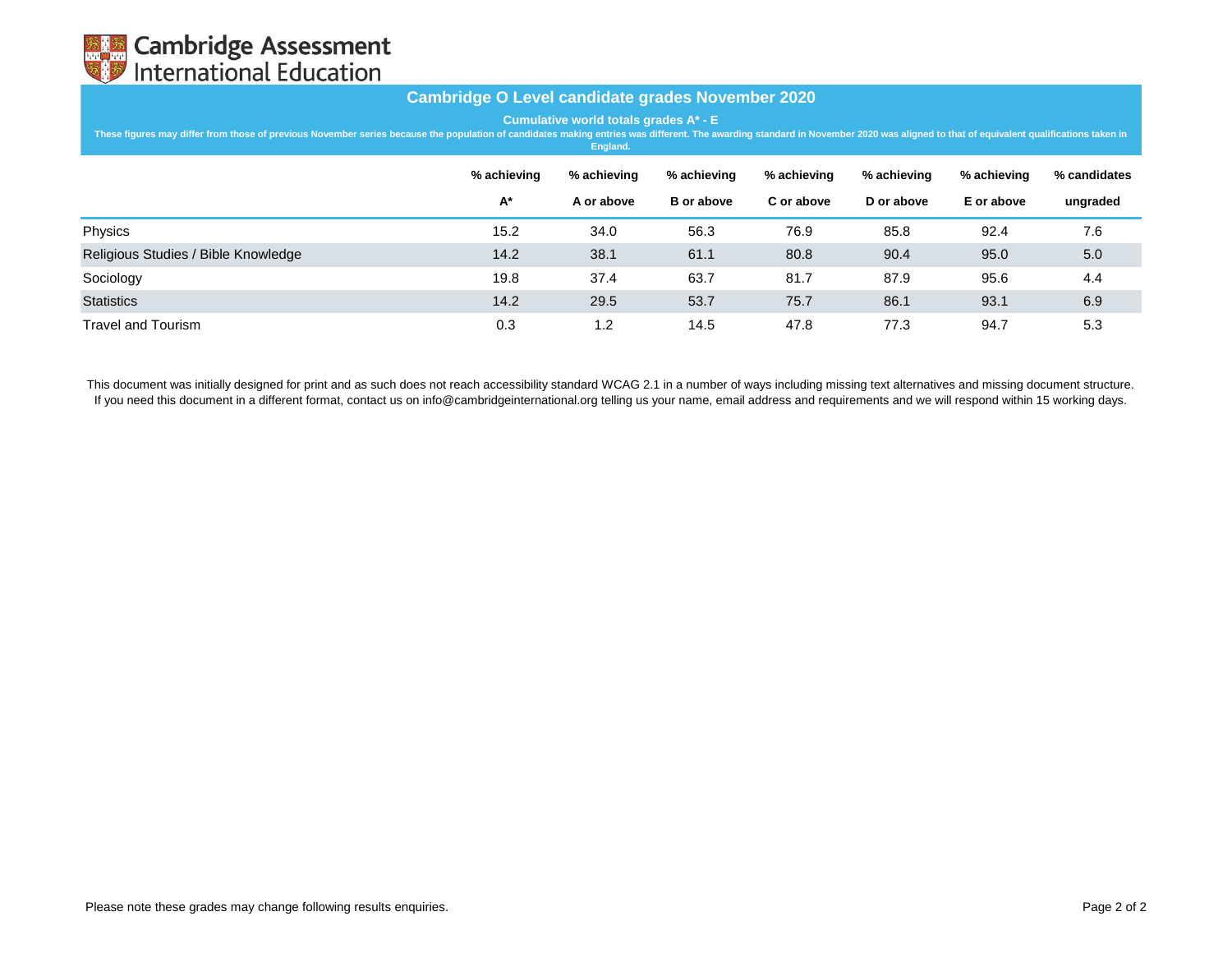Cambridge Assessment International Education

# Cambridge O Level candidate grades November 2020

**Cumulative world totals grades A* - E**

**These figures may differ from those of previous November series because the population of candidates making entries was different. The awarding standard in November 2020 was aligned to that of equivalent qualifications taken in England.**

| | % achieving A* | % achieving A or above | % achieving B or above | % achieving C or above | % achieving D or above | % achieving E or above | % candidates ungraded |
|---|---|---|---|---|---|---|---|
| Physics | 15.2 | 34.0 | 56.3 | 76.9 | 85.8 | 92.4 | 7.6 |
| Religious Studies / Bible Knowledge | 14.2 | 38.1 | 61.1 | 80.8 | 90.4 | 95.0 | 5.0 |
| Sociology | 19.8 | 37.4 | 63.7 | 81.7 | 87.9 | 95.6 | 4.4 |
| Statistics | 14.2 | 29.5 | 53.7 | 75.7 | 86.1 | 93.1 | 6.9 |
| Travel and Tourism | 0.3 | 1.2 | 14.5 | 47.8 | 77.3 | 94.7 | 5.3 |

This document was initially designed for print and as such does not reach accessibility standard WCAG 2.1 in a number of ways including missing text alternatives and missing document structure. If you need this document in a different format, contact us on info@cambridgeinternational.org telling us your name, email address and requirements and we will respond within 15 working days.

Please note these grades may change following results enquiries.